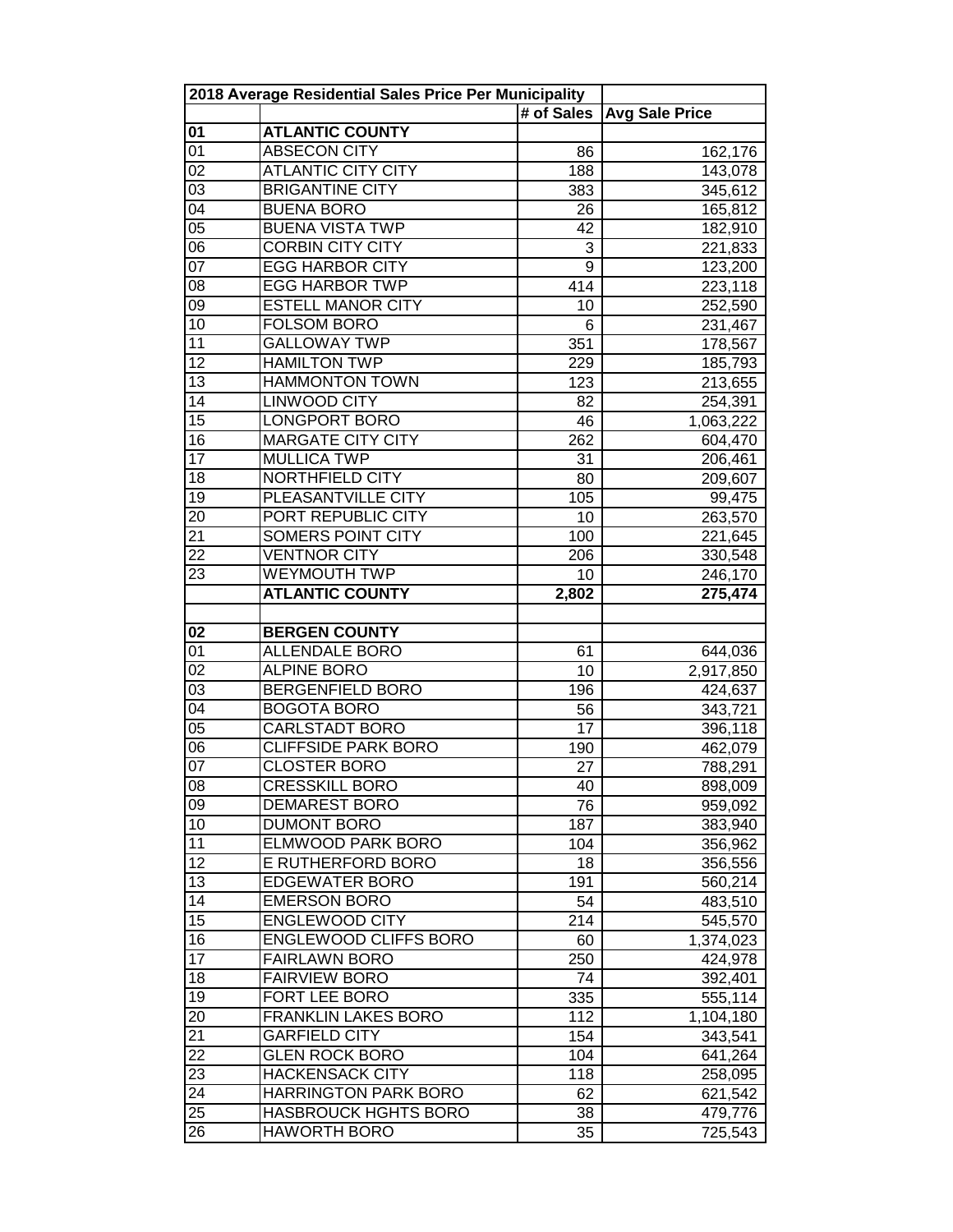| 2018 Average Residential Sales Price Per Municipality | | | |
|---|---|---|---|
| | | # of Sales | Avg Sale Price |
| **01** | **ATLANTIC COUNTY** | | |
| 01 | ABSECON CITY | 86 | 162,176 |
| 02 | ATLANTIC CITY CITY | 188 | 143,078 |
| 03 | BRIGANTINE CITY | 383 | 345,612 |
| 04 | BUENA BORO | 26 | 165,812 |
| 05 | BUENA VISTA TWP | 42 | 182,910 |
| 06 | CORBIN CITY CITY | 3 | 221,833 |
| 07 | EGG HARBOR CITY | 9 | 123,200 |
| 08 | EGG HARBOR TWP | 414 | 223,118 |
| 09 | ESTELL MANOR CITY | 10 | 252,590 |
| 10 | FOLSOM BORO | 6 | 231,467 |
| 11 | GALLOWAY TWP | 351 | 178,567 |
| 12 | HAMILTON TWP | 229 | 185,793 |
| 13 | HAMMONTON TOWN | 123 | 213,655 |
| 14 | LINWOOD CITY | 82 | 254,391 |
| 15 | LONGPORT BORO | 46 | 1,063,222 |
| 16 | MARGATE CITY CITY | 262 | 604,470 |
| 17 | MULLICA TWP | 31 | 206,461 |
| 18 | NORTHFIELD CITY | 80 | 209,607 |
| 19 | PLEASANTVILLE CITY | 105 | 99,475 |
| 20 | PORT REPUBLIC CITY | 10 | 263,570 |
| 21 | SOMERS POINT CITY | 100 | 221,645 |
| 22 | VENTNOR CITY | 206 | 330,548 |
| 23 | WEYMOUTH TWP | 10 | 246,170 |
| | **ATLANTIC COUNTY** | **2,802** | **275,474** |
| | | | |
| **02** | **BERGEN COUNTY** | | |
| 01 | ALLENDALE BORO | 61 | 644,036 |
| 02 | ALPINE BORO | 10 | 2,917,850 |
| 03 | BERGENFIELD BORO | 196 | 424,637 |
| 04 | BOGOTA BORO | 56 | 343,721 |
| 05 | CARLSTADT BORO | 17 | 396,118 |
| 06 | CLIFFSIDE PARK BORO | 190 | 462,079 |
| 07 | CLOSTER BORO | 27 | 788,291 |
| 08 | CRESSKILL BORO | 40 | 898,009 |
| 09 | DEMAREST BORO | 76 | 959,092 |
| 10 | DUMONT BORO | 187 | 383,940 |
| 11 | ELMWOOD PARK BORO | 104 | 356,962 |
| 12 | E RUTHERFORD BORO | 18 | 356,556 |
| 13 | EDGEWATER BORO | 191 | 560,214 |
| 14 | EMERSON BORO | 54 | 483,510 |
| 15 | ENGLEWOOD CITY | 214 | 545,570 |
| 16 | ENGLEWOOD CLIFFS BORO | 60 | 1,374,023 |
| 17 | FAIRLAWN BORO | 250 | 424,978 |
| 18 | FAIRVIEW BORO | 74 | 392,401 |
| 19 | FORT LEE BORO | 335 | 555,114 |
| 20 | FRANKLIN LAKES BORO | 112 | 1,104,180 |
| 21 | GARFIELD CITY | 154 | 343,541 |
| 22 | GLEN ROCK BORO | 104 | 641,264 |
| 23 | HACKENSACK CITY | 118 | 258,095 |
| 24 | HARRINGTON PARK BORO | 62 | 621,542 |
| 25 | HASBROUCK HGHTS BORO | 38 | 479,776 |
| 26 | HAWORTH BORO | 35 | 725,543 |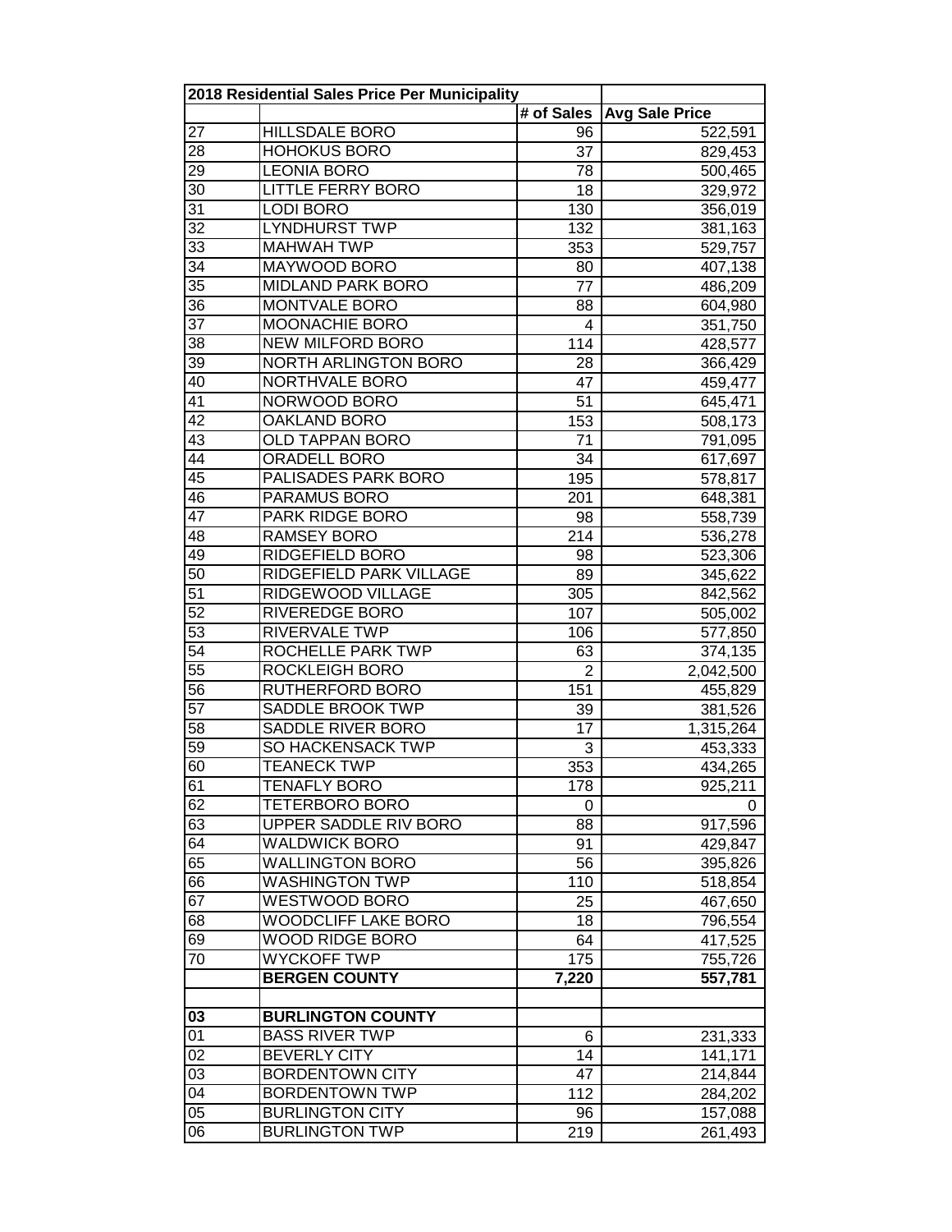| 2018 Residential Sales Price Per Municipality | | | |
|---|---|---|---|
| | | # of Sales | Avg Sale Price |
| 27 | HILLSDALE BORO | 96 | 522,591 |
| 28 | HOHOKUS BORO | 37 | 829,453 |
| 29 | LEONIA BORO | 78 | 500,465 |
| 30 | LITTLE FERRY BORO | 18 | 329,972 |
| 31 | LODI BORO | 130 | 356,019 |
| 32 | LYNDHURST TWP | 132 | 381,163 |
| 33 | MAHWAH TWP | 353 | 529,757 |
| 34 | MAYWOOD BORO | 80 | 407,138 |
| 35 | MIDLAND PARK BORO | 77 | 486,209 |
| 36 | MONTVALE BORO | 88 | 604,980 |
| 37 | MOONACHIE BORO | 4 | 351,750 |
| 38 | NEW MILFORD BORO | 114 | 428,577 |
| 39 | NORTH ARLINGTON BORO | 28 | 366,429 |
| 40 | NORTHVALE BORO | 47 | 459,477 |
| 41 | NORWOOD BORO | 51 | 645,471 |
| 42 | OAKLAND BORO | 153 | 508,173 |
| 43 | OLD TAPPAN BORO | 71 | 791,095 |
| 44 | ORADELL BORO | 34 | 617,697 |
| 45 | PALISADES PARK BORO | 195 | 578,817 |
| 46 | PARAMUS BORO | 201 | 648,381 |
| 47 | PARK RIDGE BORO | 98 | 558,739 |
| 48 | RAMSEY BORO | 214 | 536,278 |
| 49 | RIDGEFIELD BORO | 98 | 523,306 |
| 50 | RIDGEFIELD PARK VILLAGE | 89 | 345,622 |
| 51 | RIDGEWOOD VILLAGE | 305 | 842,562 |
| 52 | RIVEREDGE BORO | 107 | 505,002 |
| 53 | RIVERVALE TWP | 106 | 577,850 |
| 54 | ROCHELLE PARK TWP | 63 | 374,135 |
| 55 | ROCKLEIGH BORO | 2 | 2,042,500 |
| 56 | RUTHERFORD BORO | 151 | 455,829 |
| 57 | SADDLE BROOK TWP | 39 | 381,526 |
| 58 | SADDLE RIVER BORO | 17 | 1,315,264 |
| 59 | SO HACKENSACK TWP | 3 | 453,333 |
| 60 | TEANECK TWP | 353 | 434,265 |
| 61 | TENAFLY BORO | 178 | 925,211 |
| 62 | TETERBORO BORO | 0 | 0 |
| 63 | UPPER SADDLE RIV BORO | 88 | 917,596 |
| 64 | WALDWICK BORO | 91 | 429,847 |
| 65 | WALLINGTON BORO | 56 | 395,826 |
| 66 | WASHINGTON TWP | 110 | 518,854 |
| 67 | WESTWOOD BORO | 25 | 467,650 |
| 68 | WOODCLIFF LAKE BORO | 18 | 796,554 |
| 69 | WOOD RIDGE BORO | 64 | 417,525 |
| 70 | WYCKOFF TWP | 175 | 755,726 |
| | **BERGEN COUNTY** | **7,220** | **557,781** |
| | | | |
| **03** | **BURLINGTON COUNTY** | | |
| 01 | BASS RIVER TWP | 6 | 231,333 |
| 02 | BEVERLY CITY | 14 | 141,171 |
| 03 | BORDENTOWN CITY | 47 | 214,844 |
| 04 | BORDENTOWN TWP | 112 | 284,202 |
| 05 | BURLINGTON CITY | 96 | 157,088 |
| 06 | BURLINGTON TWP | 219 | 261,493 |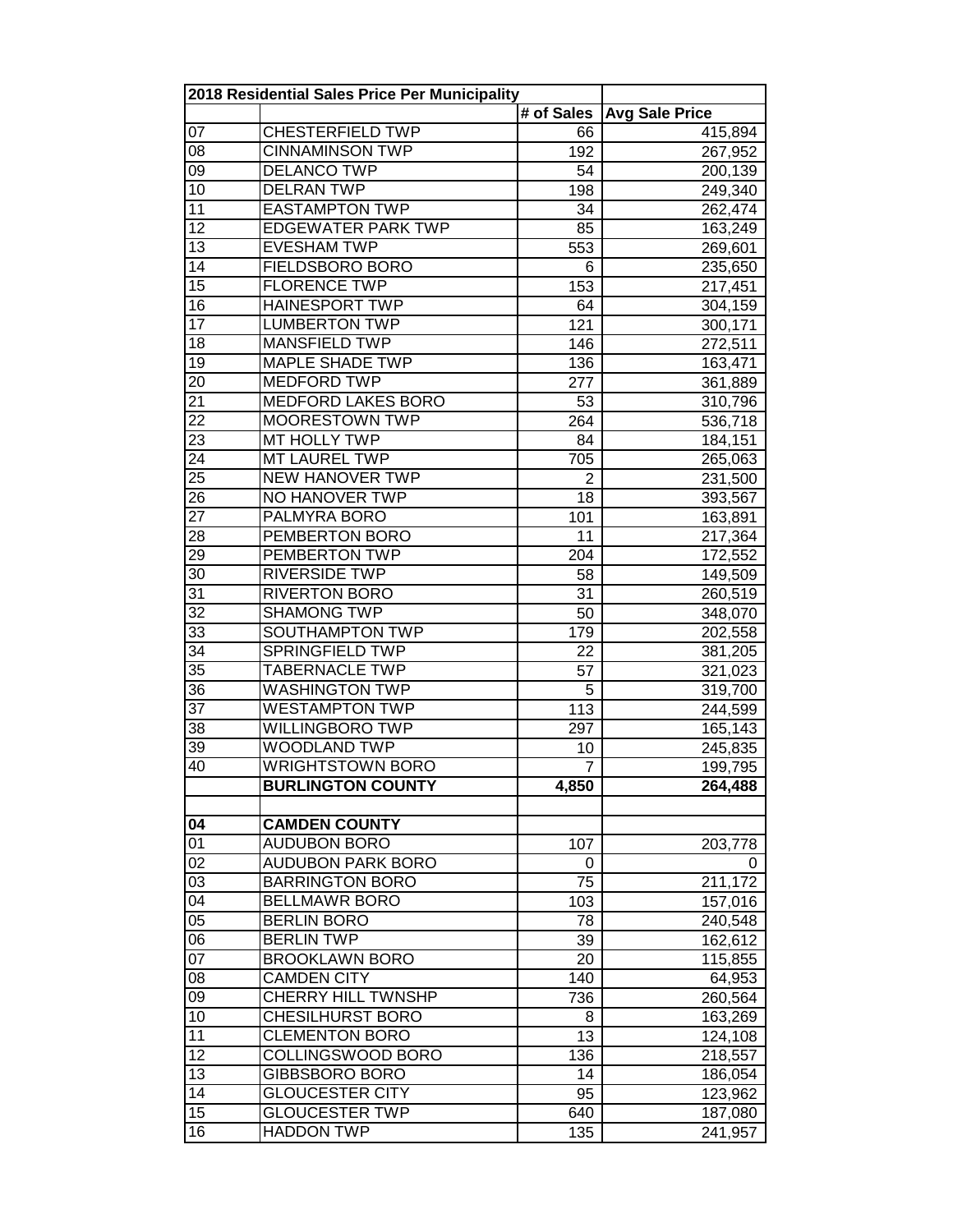| 2018 Residential Sales Price Per Municipality | | | |
|---|---|---|---|
| | | # of Sales | Avg Sale Price |
| 07 | CHESTERFIELD TWP | 66 | 415,894 |
| 08 | CINNAMINSON TWP | 192 | 267,952 |
| 09 | DELANCO TWP | 54 | 200,139 |
| 10 | DELRAN TWP | 198 | 249,340 |
| 11 | EASTAMPTON TWP | 34 | 262,474 |
| 12 | EDGEWATER PARK TWP | 85 | 163,249 |
| 13 | EVESHAM TWP | 553 | 269,601 |
| 14 | FIELDSBORO BORO | 6 | 235,650 |
| 15 | FLORENCE TWP | 153 | 217,451 |
| 16 | HAINESPORT TWP | 64 | 304,159 |
| 17 | LUMBERTON TWP | 121 | 300,171 |
| 18 | MANSFIELD TWP | 146 | 272,511 |
| 19 | MAPLE SHADE TWP | 136 | 163,471 |
| 20 | MEDFORD TWP | 277 | 361,889 |
| 21 | MEDFORD LAKES BORO | 53 | 310,796 |
| 22 | MOORESTOWN TWP | 264 | 536,718 |
| 23 | MT HOLLY TWP | 84 | 184,151 |
| 24 | MT LAUREL TWP | 705 | 265,063 |
| 25 | NEW HANOVER TWP | 2 | 231,500 |
| 26 | NO HANOVER TWP | 18 | 393,567 |
| 27 | PALMYRA BORO | 101 | 163,891 |
| 28 | PEMBERTON BORO | 11 | 217,364 |
| 29 | PEMBERTON TWP | 204 | 172,552 |
| 30 | RIVERSIDE TWP | 58 | 149,509 |
| 31 | RIVERTON BORO | 31 | 260,519 |
| 32 | SHAMONG TWP | 50 | 348,070 |
| 33 | SOUTHAMPTON TWP | 179 | 202,558 |
| 34 | SPRINGFIELD TWP | 22 | 381,205 |
| 35 | TABERNACLE TWP | 57 | 321,023 |
| 36 | WASHINGTON TWP | 5 | 319,700 |
| 37 | WESTAMPTON TWP | 113 | 244,599 |
| 38 | WILLINGBORO TWP | 297 | 165,143 |
| 39 | WOODLAND TWP | 10 | 245,835 |
| 40 | WRIGHTSTOWN BORO | 7 | 199,795 |
| | **BURLINGTON COUNTY** | **4,850** | **264,488** |
| | | | |
| **04** | **CAMDEN COUNTY** | | |
| 01 | AUDUBON BORO | 107 | 203,778 |
| 02 | AUDUBON PARK BORO | 0 | 0 |
| 03 | BARRINGTON BORO | 75 | 211,172 |
| 04 | BELLMAWR BORO | 103 | 157,016 |
| 05 | BERLIN BORO | 78 | 240,548 |
| 06 | BERLIN TWP | 39 | 162,612 |
| 07 | BROOKLAWN BORO | 20 | 115,855 |
| 08 | CAMDEN CITY | 140 | 64,953 |
| 09 | CHERRY HILL TWNSHP | 736 | 260,564 |
| 10 | CHESILHURST BORO | 8 | 163,269 |
| 11 | CLEMENTON BORO | 13 | 124,108 |
| 12 | COLLINGSWOOD BORO | 136 | 218,557 |
| 13 | GIBBSBORO BORO | 14 | 186,054 |
| 14 | GLOUCESTER CITY | 95 | 123,962 |
| 15 | GLOUCESTER TWP | 640 | 187,080 |
| 16 | HADDON TWP | 135 | 241,957 |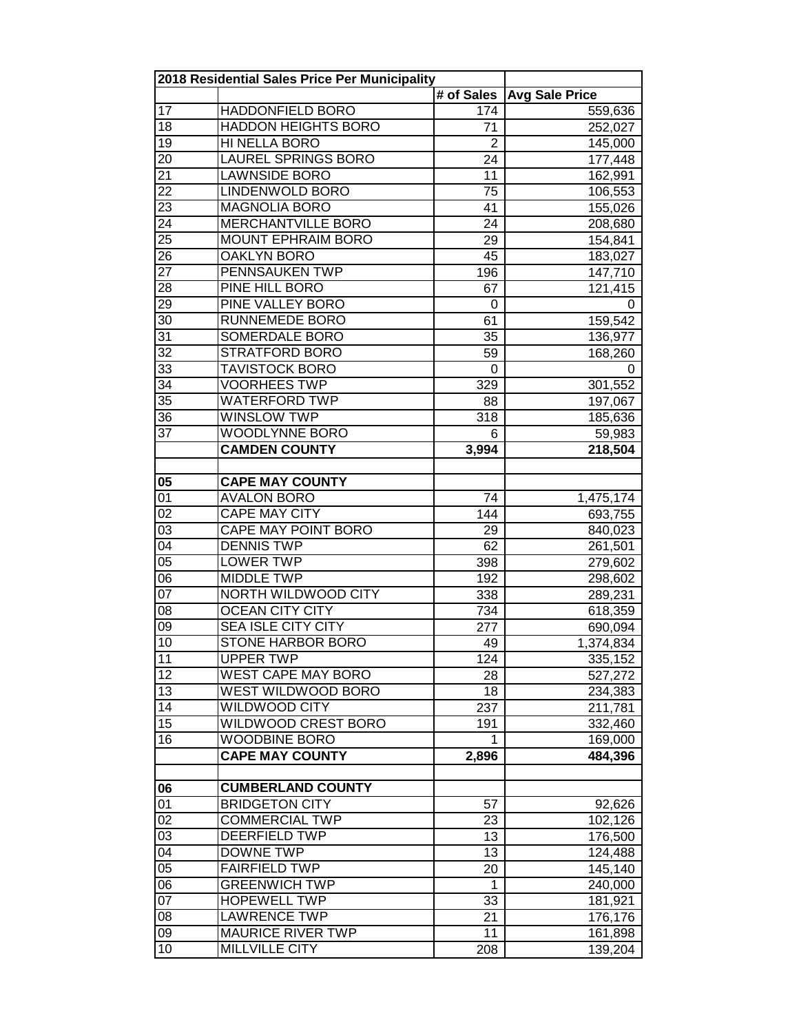| 2018 Residential Sales Price Per Municipality | | | |
|---|---|---|---|
| | | # of Sales | Avg Sale Price |
| 17 | HADDONFIELD BORO | 174 | 559,636 |
| 18 | HADDON HEIGHTS BORO | 71 | 252,027 |
| 19 | HI NELLA BORO | 2 | 145,000 |
| 20 | LAUREL SPRINGS BORO | 24 | 177,448 |
| 21 | LAWNSIDE BORO | 11 | 162,991 |
| 22 | LINDENWOLD BORO | 75 | 106,553 |
| 23 | MAGNOLIA BORO | 41 | 155,026 |
| 24 | MERCHANTVILLE BORO | 24 | 208,680 |
| 25 | MOUNT EPHRAIM BORO | 29 | 154,841 |
| 26 | OAKLYN BORO | 45 | 183,027 |
| 27 | PENNSAUKEN TWP | 196 | 147,710 |
| 28 | PINE HILL BORO | 67 | 121,415 |
| 29 | PINE VALLEY BORO | 0 | 0 |
| 30 | RUNNEMEDE BORO | 61 | 159,542 |
| 31 | SOMERDALE BORO | 35 | 136,977 |
| 32 | STRATFORD BORO | 59 | 168,260 |
| 33 | TAVISTOCK BORO | 0 | 0 |
| 34 | VOORHEES TWP | 329 | 301,552 |
| 35 | WATERFORD TWP | 88 | 197,067 |
| 36 | WINSLOW TWP | 318 | 185,636 |
| 37 | WOODLYNNE BORO | 6 | 59,983 |
| | **CAMDEN COUNTY** | **3,994** | **218,504** |
| | | | |
| **05** | **CAPE MAY COUNTY** | | |
| 01 | AVALON BORO | 74 | 1,475,174 |
| 02 | CAPE MAY CITY | 144 | 693,755 |
| 03 | CAPE MAY POINT BORO | 29 | 840,023 |
| 04 | DENNIS TWP | 62 | 261,501 |
| 05 | LOWER TWP | 398 | 279,602 |
| 06 | MIDDLE TWP | 192 | 298,602 |
| 07 | NORTH WILDWOOD CITY | 338 | 289,231 |
| 08 | OCEAN CITY CITY | 734 | 618,359 |
| 09 | SEA ISLE CITY CITY | 277 | 690,094 |
| 10 | STONE HARBOR BORO | 49 | 1,374,834 |
| 11 | UPPER TWP | 124 | 335,152 |
| 12 | WEST CAPE MAY BORO | 28 | 527,272 |
| 13 | WEST WILDWOOD BORO | 18 | 234,383 |
| 14 | WILDWOOD CITY | 237 | 211,781 |
| 15 | WILDWOOD CREST BORO | 191 | 332,460 |
| 16 | WOODBINE BORO | 1 | 169,000 |
| | **CAPE MAY COUNTY** | **2,896** | **484,396** |
| | | | |
| **06** | **CUMBERLAND COUNTY** | | |
| 01 | BRIDGETON CITY | 57 | 92,626 |
| 02 | COMMERCIAL TWP | 23 | 102,126 |
| 03 | DEERFIELD TWP | 13 | 176,500 |
| 04 | DOWNE TWP | 13 | 124,488 |
| 05 | FAIRFIELD TWP | 20 | 145,140 |
| 06 | GREENWICH TWP | 1 | 240,000 |
| 07 | HOPEWELL TWP | 33 | 181,921 |
| 08 | LAWRENCE TWP | 21 | 176,176 |
| 09 | MAURICE RIVER TWP | 11 | 161,898 |
| 10 | MILLVILLE CITY | 208 | 139,204 |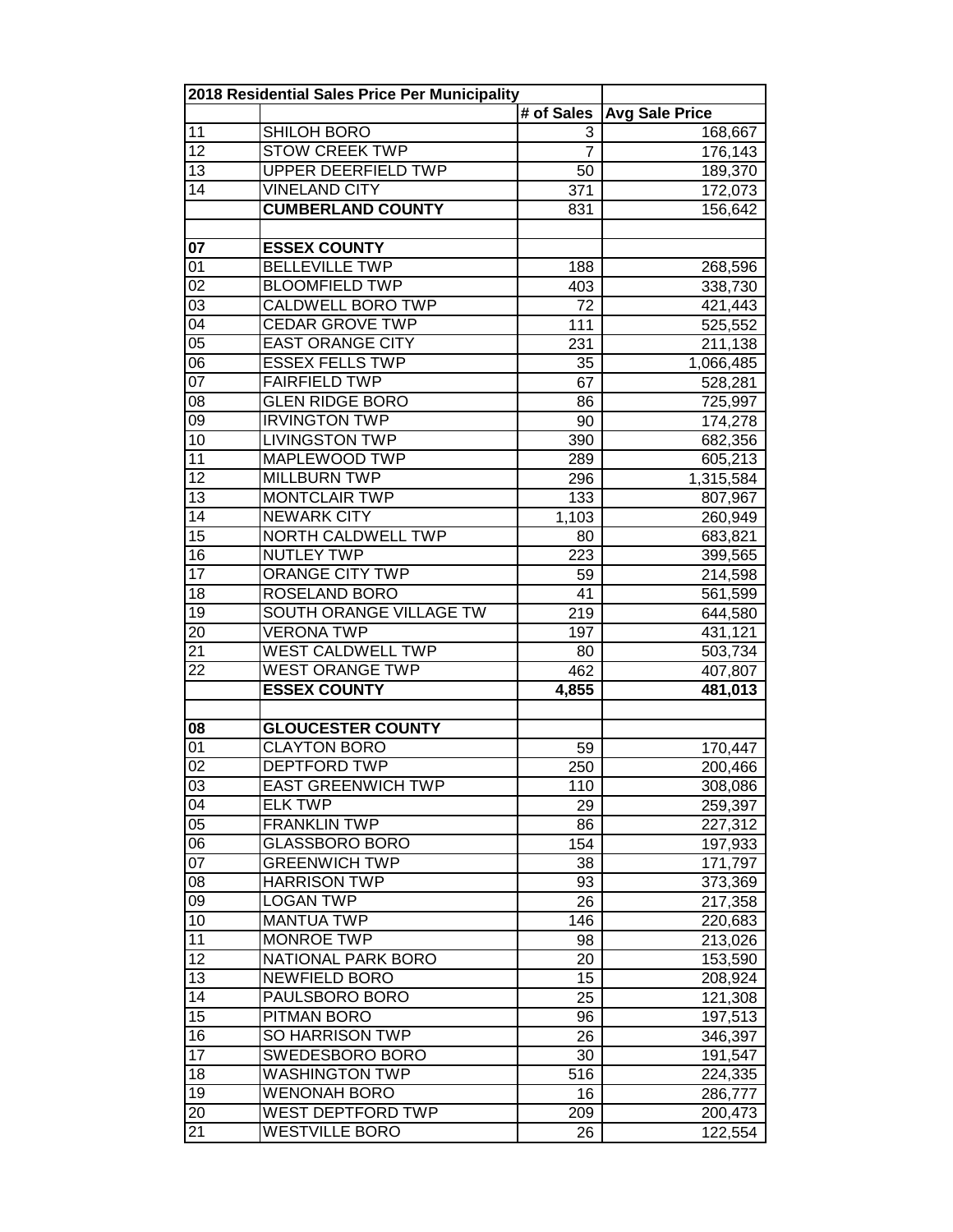| 2018 Residential Sales Price Per Municipality | | | |
|---|---|---|---|
| | | # of Sales | Avg Sale Price |
| 11 | SHILOH BORO | 3 | 168,667 |
| 12 | STOW CREEK TWP | 7 | 176,143 |
| 13 | UPPER DEERFIELD TWP | 50 | 189,370 |
| 14 | VINELAND CITY | 371 | 172,073 |
| | **CUMBERLAND COUNTY** | 831 | 156,642 |
| | | | |
| **07** | **ESSEX COUNTY** | | |
| 01 | BELLEVILLE TWP | 188 | 268,596 |
| 02 | BLOOMFIELD TWP | 403 | 338,730 |
| 03 | CALDWELL BORO TWP | 72 | 421,443 |
| 04 | CEDAR GROVE TWP | 111 | 525,552 |
| 05 | EAST ORANGE CITY | 231 | 211,138 |
| 06 | ESSEX FELLS TWP | 35 | 1,066,485 |
| 07 | FAIRFIELD TWP | 67 | 528,281 |
| 08 | GLEN RIDGE BORO | 86 | 725,997 |
| 09 | IRVINGTON TWP | 90 | 174,278 |
| 10 | LIVINGSTON TWP | 390 | 682,356 |
| 11 | MAPLEWOOD TWP | 289 | 605,213 |
| 12 | MILLBURN TWP | 296 | 1,315,584 |
| 13 | MONTCLAIR TWP | 133 | 807,967 |
| 14 | NEWARK CITY | 1,103 | 260,949 |
| 15 | NORTH CALDWELL TWP | 80 | 683,821 |
| 16 | NUTLEY TWP | 223 | 399,565 |
| 17 | ORANGE CITY TWP | 59 | 214,598 |
| 18 | ROSELAND BORO | 41 | 561,599 |
| 19 | SOUTH ORANGE VILLAGE TW | 219 | 644,580 |
| 20 | VERONA TWP | 197 | 431,121 |
| 21 | WEST CALDWELL TWP | 80 | 503,734 |
| 22 | WEST ORANGE TWP | 462 | 407,807 |
| | **ESSEX COUNTY** | **4,855** | **481,013** |
| | | | |
| **08** | **GLOUCESTER COUNTY** | | |
| 01 | CLAYTON BORO | 59 | 170,447 |
| 02 | DEPTFORD TWP | 250 | 200,466 |
| 03 | EAST GREENWICH TWP | 110 | 308,086 |
| 04 | ELK TWP | 29 | 259,397 |
| 05 | FRANKLIN TWP | 86 | 227,312 |
| 06 | GLASSBORO BORO | 154 | 197,933 |
| 07 | GREENWICH TWP | 38 | 171,797 |
| 08 | HARRISON TWP | 93 | 373,369 |
| 09 | LOGAN TWP | 26 | 217,358 |
| 10 | MANTUA TWP | 146 | 220,683 |
| 11 | MONROE TWP | 98 | 213,026 |
| 12 | NATIONAL PARK BORO | 20 | 153,590 |
| 13 | NEWFIELD BORO | 15 | 208,924 |
| 14 | PAULSBORO BORO | 25 | 121,308 |
| 15 | PITMAN BORO | 96 | 197,513 |
| 16 | SO HARRISON TWP | 26 | 346,397 |
| 17 | SWEDESBORO BORO | 30 | 191,547 |
| 18 | WASHINGTON TWP | 516 | 224,335 |
| 19 | WENONAH BORO | 16 | 286,777 |
| 20 | WEST DEPTFORD TWP | 209 | 200,473 |
| 21 | WESTVILLE BORO | 26 | 122,554 |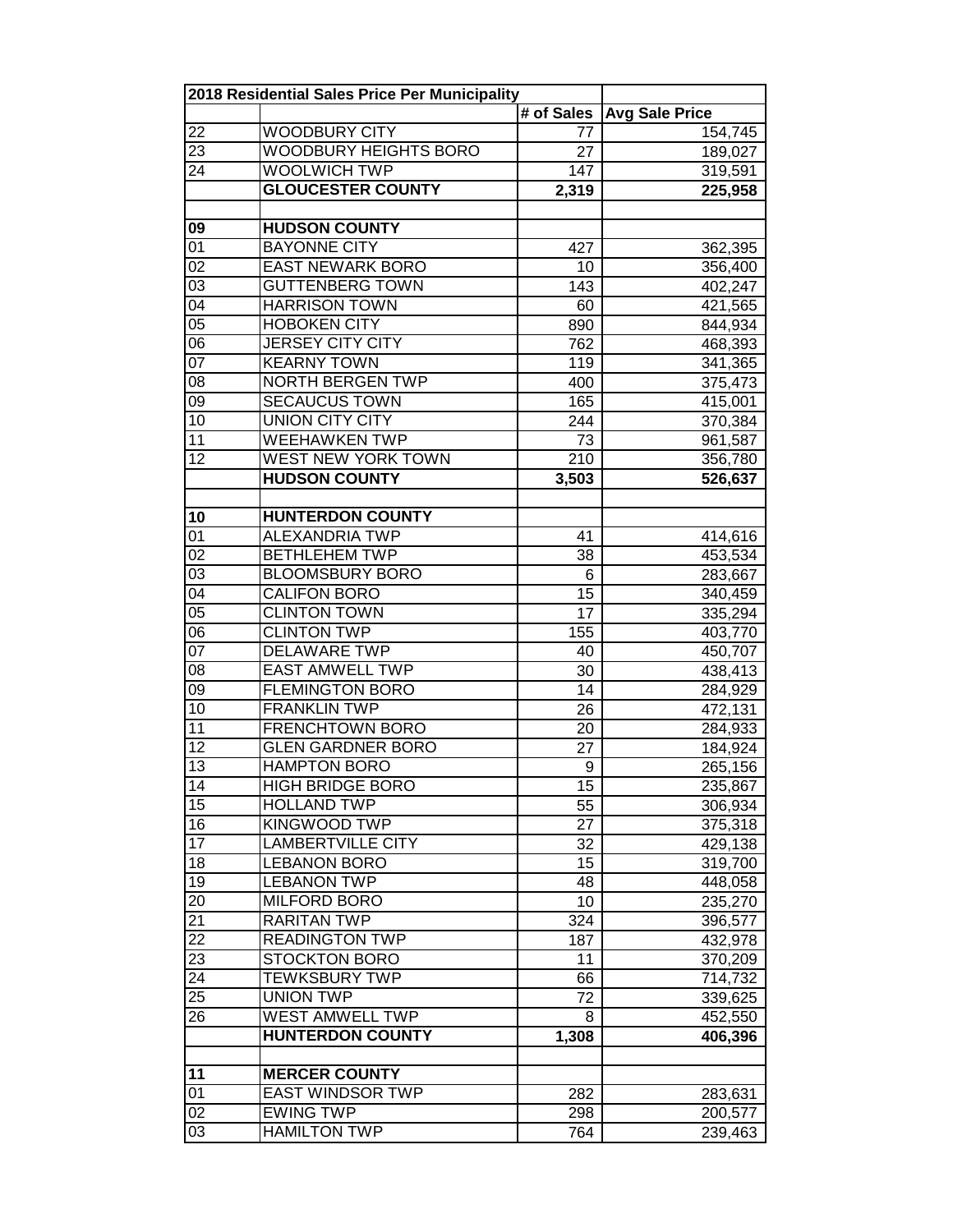| 2018 Residential Sales Price Per Municipality | | | |
|---|---|---|---|
| | | # of Sales | Avg Sale Price |
| 22 | WOODBURY CITY | 77 | 154,745 |
| 23 | WOODBURY HEIGHTS BORO | 27 | 189,027 |
| 24 | WOOLWICH TWP | 147 | 319,591 |
| | **GLOUCESTER COUNTY** | **2,319** | **225,958** |
| | | | |
| **09** | **HUDSON COUNTY** | | |
| 01 | BAYONNE CITY | 427 | 362,395 |
| 02 | EAST NEWARK BORO | 10 | 356,400 |
| 03 | GUTTENBERG TOWN | 143 | 402,247 |
| 04 | HARRISON TOWN | 60 | 421,565 |
| 05 | HOBOKEN CITY | 890 | 844,934 |
| 06 | JERSEY CITY CITY | 762 | 468,393 |
| 07 | KEARNY TOWN | 119 | 341,365 |
| 08 | NORTH BERGEN TWP | 400 | 375,473 |
| 09 | SECAUCUS TOWN | 165 | 415,001 |
| 10 | UNION CITY CITY | 244 | 370,384 |
| 11 | WEEHAWKEN TWP | 73 | 961,587 |
| 12 | WEST NEW YORK TOWN | 210 | 356,780 |
| | **HUDSON COUNTY** | **3,503** | **526,637** |
| | | | |
| **10** | **HUNTERDON COUNTY** | | |
| 01 | ALEXANDRIA TWP | 41 | 414,616 |
| 02 | BETHLEHEM TWP | 38 | 453,534 |
| 03 | BLOOMSBURY BORO | 6 | 283,667 |
| 04 | CALIFON BORO | 15 | 340,459 |
| 05 | CLINTON TOWN | 17 | 335,294 |
| 06 | CLINTON TWP | 155 | 403,770 |
| 07 | DELAWARE TWP | 40 | 450,707 |
| 08 | EAST AMWELL TWP | 30 | 438,413 |
| 09 | FLEMINGTON BORO | 14 | 284,929 |
| 10 | FRANKLIN TWP | 26 | 472,131 |
| 11 | FRENCHTOWN BORO | 20 | 284,933 |
| 12 | GLEN GARDNER BORO | 27 | 184,924 |
| 13 | HAMPTON BORO | 9 | 265,156 |
| 14 | HIGH BRIDGE BORO | 15 | 235,867 |
| 15 | HOLLAND TWP | 55 | 306,934 |
| 16 | KINGWOOD TWP | 27 | 375,318 |
| 17 | LAMBERTVILLE CITY | 32 | 429,138 |
| 18 | LEBANON BORO | 15 | 319,700 |
| 19 | LEBANON TWP | 48 | 448,058 |
| 20 | MILFORD BORO | 10 | 235,270 |
| 21 | RARITAN TWP | 324 | 396,577 |
| 22 | READINGTON TWP | 187 | 432,978 |
| 23 | STOCKTON BORO | 11 | 370,209 |
| 24 | TEWKSBURY TWP | 66 | 714,732 |
| 25 | UNION TWP | 72 | 339,625 |
| 26 | WEST AMWELL TWP | 8 | 452,550 |
| | **HUNTERDON COUNTY** | **1,308** | **406,396** |
| | | | |
| **11** | **MERCER COUNTY** | | |
| 01 | EAST WINDSOR TWP | 282 | 283,631 |
| 02 | EWING TWP | 298 | 200,577 |
| 03 | HAMILTON TWP | 764 | 239,463 |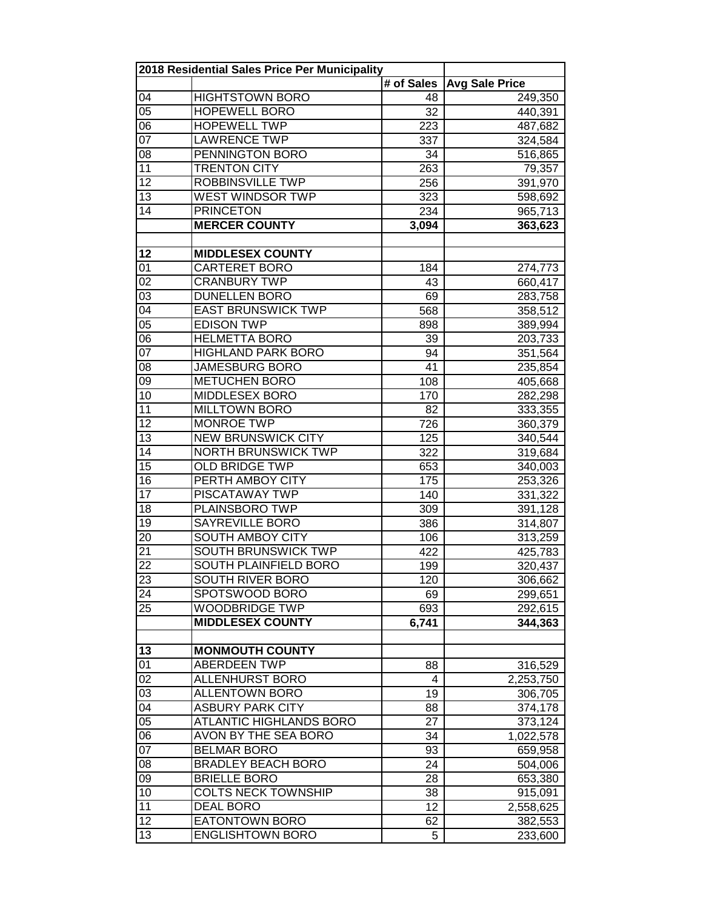| 2018 Residential Sales Price Per Municipality | | | |
|---|---|---|---|
| | | # of Sales | Avg Sale Price |
| 04 | HIGHTSTOWN BORO | 48 | 249,350 |
| 05 | HOPEWELL BORO | 32 | 440,391 |
| 06 | HOPEWELL TWP | 223 | 487,682 |
| 07 | LAWRENCE TWP | 337 | 324,584 |
| 08 | PENNINGTON BORO | 34 | 516,865 |
| 11 | TRENTON CITY | 263 | 79,357 |
| 12 | ROBBINSVILLE TWP | 256 | 391,970 |
| 13 | WEST WINDSOR TWP | 323 | 598,692 |
| 14 | PRINCETON | 234 | 965,713 |
| | **MERCER COUNTY** | **3,094** | **363,623** |
| | | | |
| **12** | **MIDDLESEX COUNTY** | | |
| 01 | CARTERET BORO | 184 | 274,773 |
| 02 | CRANBURY TWP | 43 | 660,417 |
| 03 | DUNELLEN BORO | 69 | 283,758 |
| 04 | EAST BRUNSWICK TWP | 568 | 358,512 |
| 05 | EDISON TWP | 898 | 389,994 |
| 06 | HELMETTA BORO | 39 | 203,733 |
| 07 | HIGHLAND PARK BORO | 94 | 351,564 |
| 08 | JAMESBURG BORO | 41 | 235,854 |
| 09 | METUCHEN BORO | 108 | 405,668 |
| 10 | MIDDLESEX BORO | 170 | 282,298 |
| 11 | MILLTOWN BORO | 82 | 333,355 |
| 12 | MONROE TWP | 726 | 360,379 |
| 13 | NEW BRUNSWICK CITY | 125 | 340,544 |
| 14 | NORTH BRUNSWICK TWP | 322 | 319,684 |
| 15 | OLD BRIDGE TWP | 653 | 340,003 |
| 16 | PERTH AMBOY CITY | 175 | 253,326 |
| 17 | PISCATAWAY TWP | 140 | 331,322 |
| 18 | PLAINSBORO TWP | 309 | 391,128 |
| 19 | SAYREVILLE BORO | 386 | 314,807 |
| 20 | SOUTH AMBOY CITY | 106 | 313,259 |
| 21 | SOUTH BRUNSWICK TWP | 422 | 425,783 |
| 22 | SOUTH PLAINFIELD BORO | 199 | 320,437 |
| 23 | SOUTH RIVER BORO | 120 | 306,662 |
| 24 | SPOTSWOOD BORO | 69 | 299,651 |
| 25 | WOODBRIDGE TWP | 693 | 292,615 |
| | **MIDDLESEX COUNTY** | **6,741** | **344,363** |
| | | | |
| **13** | **MONMOUTH COUNTY** | | |
| 01 | ABERDEEN TWP | 88 | 316,529 |
| 02 | ALLENHURST BORO | 4 | 2,253,750 |
| 03 | ALLENTOWN BORO | 19 | 306,705 |
| 04 | ASBURY PARK CITY | 88 | 374,178 |
| 05 | ATLANTIC HIGHLANDS BORO | 27 | 373,124 |
| 06 | AVON BY THE SEA BORO | 34 | 1,022,578 |
| 07 | BELMAR BORO | 93 | 659,958 |
| 08 | BRADLEY BEACH BORO | 24 | 504,006 |
| 09 | BRIELLE BORO | 28 | 653,380 |
| 10 | COLTS NECK TOWNSHIP | 38 | 915,091 |
| 11 | DEAL BORO | 12 | 2,558,625 |
| 12 | EATONTOWN BORO | 62 | 382,553 |
| 13 | ENGLISHTOWN BORO | 5 | 233,600 |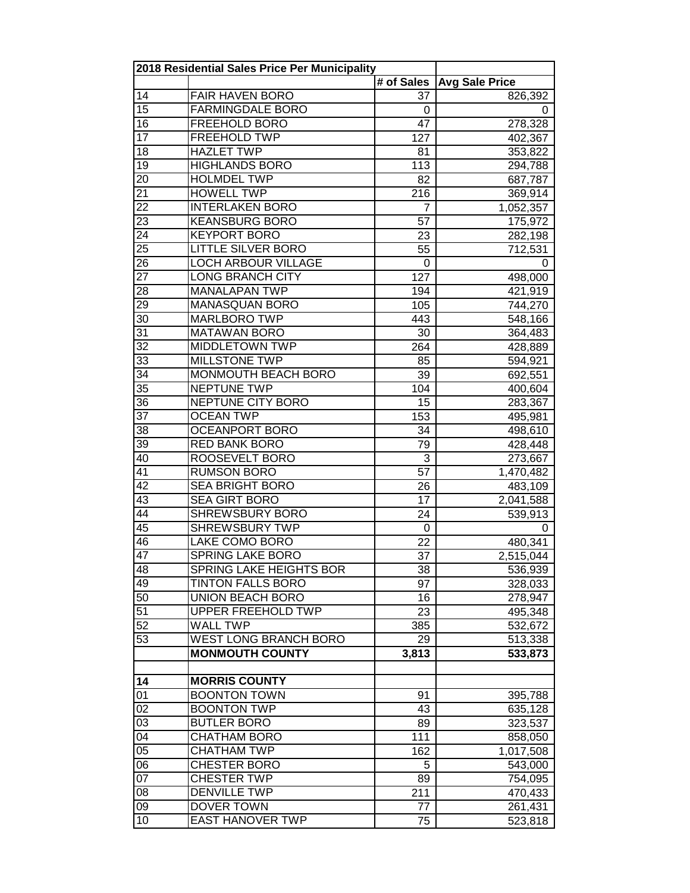| 2018 Residential Sales Price Per Municipality | | | |
|---|---|---|---|
| | | # of Sales | Avg Sale Price |
| 14 | FAIR HAVEN BORO | 37 | 826,392 |
| 15 | FARMINGDALE BORO | 0 | 0 |
| 16 | FREEHOLD BORO | 47 | 278,328 |
| 17 | FREEHOLD TWP | 127 | 402,367 |
| 18 | HAZLET TWP | 81 | 353,822 |
| 19 | HIGHLANDS BORO | 113 | 294,788 |
| 20 | HOLMDEL TWP | 82 | 687,787 |
| 21 | HOWELL TWP | 216 | 369,914 |
| 22 | INTERLAKEN BORO | 7 | 1,052,357 |
| 23 | KEANSBURG BORO | 57 | 175,972 |
| 24 | KEYPORT BORO | 23 | 282,198 |
| 25 | LITTLE SILVER BORO | 55 | 712,531 |
| 26 | LOCH ARBOUR VILLAGE | 0 | 0 |
| 27 | LONG BRANCH CITY | 127 | 498,000 |
| 28 | MANALAPAN TWP | 194 | 421,919 |
| 29 | MANASQUAN BORO | 105 | 744,270 |
| 30 | MARLBORO TWP | 443 | 548,166 |
| 31 | MATAWAN BORO | 30 | 364,483 |
| 32 | MIDDLETOWN TWP | 264 | 428,889 |
| 33 | MILLSTONE TWP | 85 | 594,921 |
| 34 | MONMOUTH BEACH BORO | 39 | 692,551 |
| 35 | NEPTUNE TWP | 104 | 400,604 |
| 36 | NEPTUNE CITY BORO | 15 | 283,367 |
| 37 | OCEAN TWP | 153 | 495,981 |
| 38 | OCEANPORT BORO | 34 | 498,610 |
| 39 | RED BANK BORO | 79 | 428,448 |
| 40 | ROOSEVELT BORO | 3 | 273,667 |
| 41 | RUMSON BORO | 57 | 1,470,482 |
| 42 | SEA BRIGHT BORO | 26 | 483,109 |
| 43 | SEA GIRT BORO | 17 | 2,041,588 |
| 44 | SHREWSBURY BORO | 24 | 539,913 |
| 45 | SHREWSBURY TWP | 0 | 0 |
| 46 | LAKE COMO BORO | 22 | 480,341 |
| 47 | SPRING LAKE BORO | 37 | 2,515,044 |
| 48 | SPRING LAKE HEIGHTS BOR | 38 | 536,939 |
| 49 | TINTON FALLS BORO | 97 | 328,033 |
| 50 | UNION BEACH BORO | 16 | 278,947 |
| 51 | UPPER FREEHOLD TWP | 23 | 495,348 |
| 52 | WALL TWP | 385 | 532,672 |
| 53 | WEST LONG BRANCH BORO | 29 | 513,338 |
| | **MONMOUTH COUNTY** | **3,813** | **533,873** |
| | | | |
| **14** | **MORRIS COUNTY** | | |
| 01 | BOONTON TOWN | 91 | 395,788 |
| 02 | BOONTON TWP | 43 | 635,128 |
| 03 | BUTLER BORO | 89 | 323,537 |
| 04 | CHATHAM BORO | 111 | 858,050 |
| 05 | CHATHAM TWP | 162 | 1,017,508 |
| 06 | CHESTER BORO | 5 | 543,000 |
| 07 | CHESTER TWP | 89 | 754,095 |
| 08 | DENVILLE TWP | 211 | 470,433 |
| 09 | DOVER TOWN | 77 | 261,431 |
| 10 | EAST HANOVER TWP | 75 | 523,818 |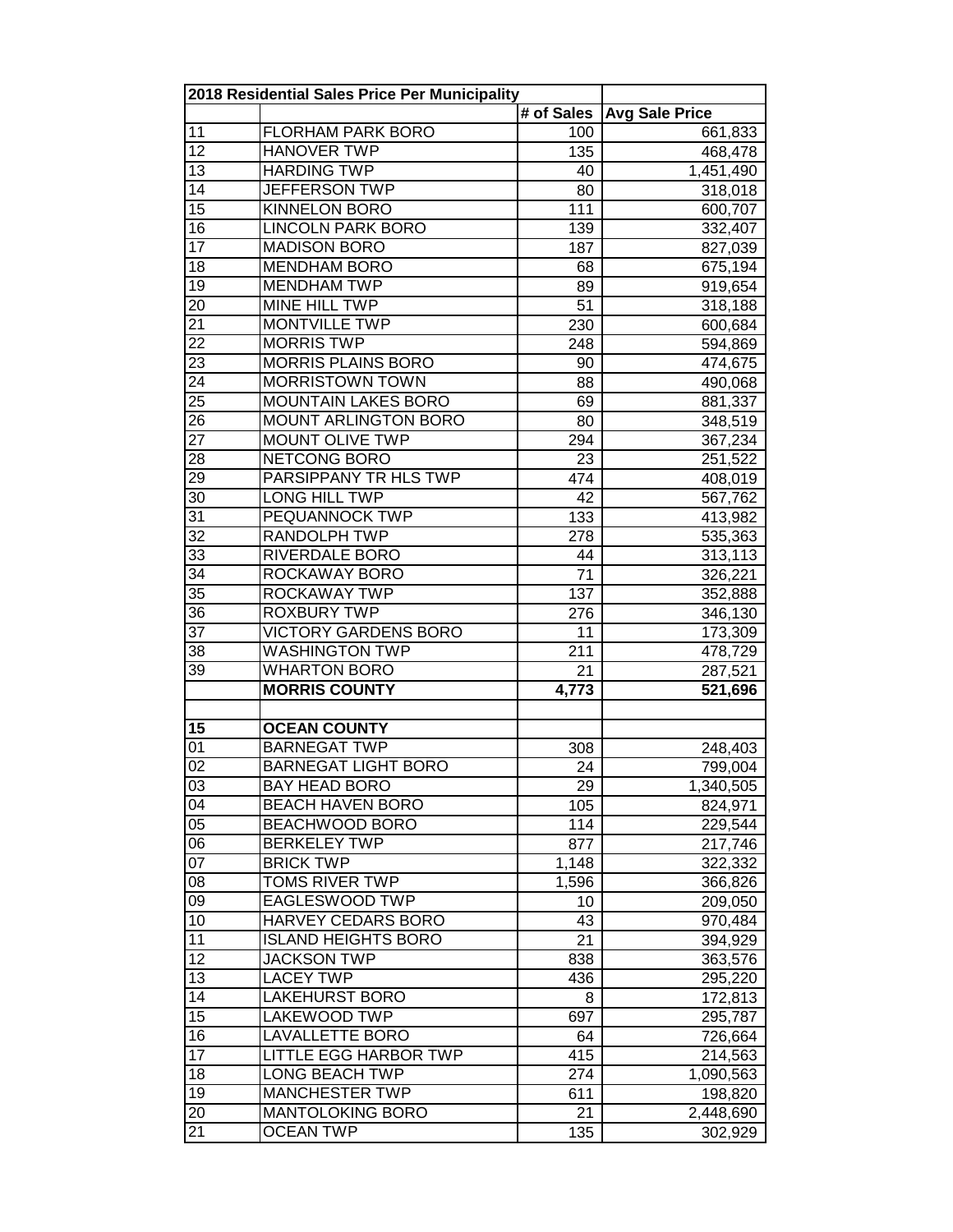| 2018 Residential Sales Price Per Municipality | | | |
|---|---|---|---|
| | | # of Sales | Avg Sale Price |
| 11 | FLORHAM PARK BORO | 100 | 661,833 |
| 12 | HANOVER TWP | 135 | 468,478 |
| 13 | HARDING TWP | 40 | 1,451,490 |
| 14 | JEFFERSON TWP | 80 | 318,018 |
| 15 | KINNELON BORO | 111 | 600,707 |
| 16 | LINCOLN PARK BORO | 139 | 332,407 |
| 17 | MADISON BORO | 187 | 827,039 |
| 18 | MENDHAM BORO | 68 | 675,194 |
| 19 | MENDHAM TWP | 89 | 919,654 |
| 20 | MINE HILL TWP | 51 | 318,188 |
| 21 | MONTVILLE TWP | 230 | 600,684 |
| 22 | MORRIS TWP | 248 | 594,869 |
| 23 | MORRIS PLAINS BORO | 90 | 474,675 |
| 24 | MORRISTOWN TOWN | 88 | 490,068 |
| 25 | MOUNTAIN LAKES BORO | 69 | 881,337 |
| 26 | MOUNT ARLINGTON BORO | 80 | 348,519 |
| 27 | MOUNT OLIVE TWP | 294 | 367,234 |
| 28 | NETCONG BORO | 23 | 251,522 |
| 29 | PARSIPPANY TR HLS TWP | 474 | 408,019 |
| 30 | LONG HILL TWP | 42 | 567,762 |
| 31 | PEQUANNOCK TWP | 133 | 413,982 |
| 32 | RANDOLPH TWP | 278 | 535,363 |
| 33 | RIVERDALE BORO | 44 | 313,113 |
| 34 | ROCKAWAY BORO | 71 | 326,221 |
| 35 | ROCKAWAY TWP | 137 | 352,888 |
| 36 | ROXBURY TWP | 276 | 346,130 |
| 37 | VICTORY GARDENS BORO | 11 | 173,309 |
| 38 | WASHINGTON TWP | 211 | 478,729 |
| 39 | WHARTON BORO | 21 | 287,521 |
| | **MORRIS COUNTY** | **4,773** | **521,696** |
| | | | |
| **15** | **OCEAN COUNTY** | | |
| 01 | BARNEGAT TWP | 308 | 248,403 |
| 02 | BARNEGAT LIGHT BORO | 24 | 799,004 |
| 03 | BAY HEAD BORO | 29 | 1,340,505 |
| 04 | BEACH HAVEN BORO | 105 | 824,971 |
| 05 | BEACHWOOD BORO | 114 | 229,544 |
| 06 | BERKELEY TWP | 877 | 217,746 |
| 07 | BRICK TWP | 1,148 | 322,332 |
| 08 | TOMS RIVER TWP | 1,596 | 366,826 |
| 09 | EAGLESWOOD TWP | 10 | 209,050 |
| 10 | HARVEY CEDARS BORO | 43 | 970,484 |
| 11 | ISLAND HEIGHTS BORO | 21 | 394,929 |
| 12 | JACKSON TWP | 838 | 363,576 |
| 13 | LACEY TWP | 436 | 295,220 |
| 14 | LAKEHURST BORO | 8 | 172,813 |
| 15 | LAKEWOOD TWP | 697 | 295,787 |
| 16 | LAVALLETTE BORO | 64 | 726,664 |
| 17 | LITTLE EGG HARBOR TWP | 415 | 214,563 |
| 18 | LONG BEACH TWP | 274 | 1,090,563 |
| 19 | MANCHESTER TWP | 611 | 198,820 |
| 20 | MANTOLOKING BORO | 21 | 2,448,690 |
| 21 | OCEAN TWP | 135 | 302,929 |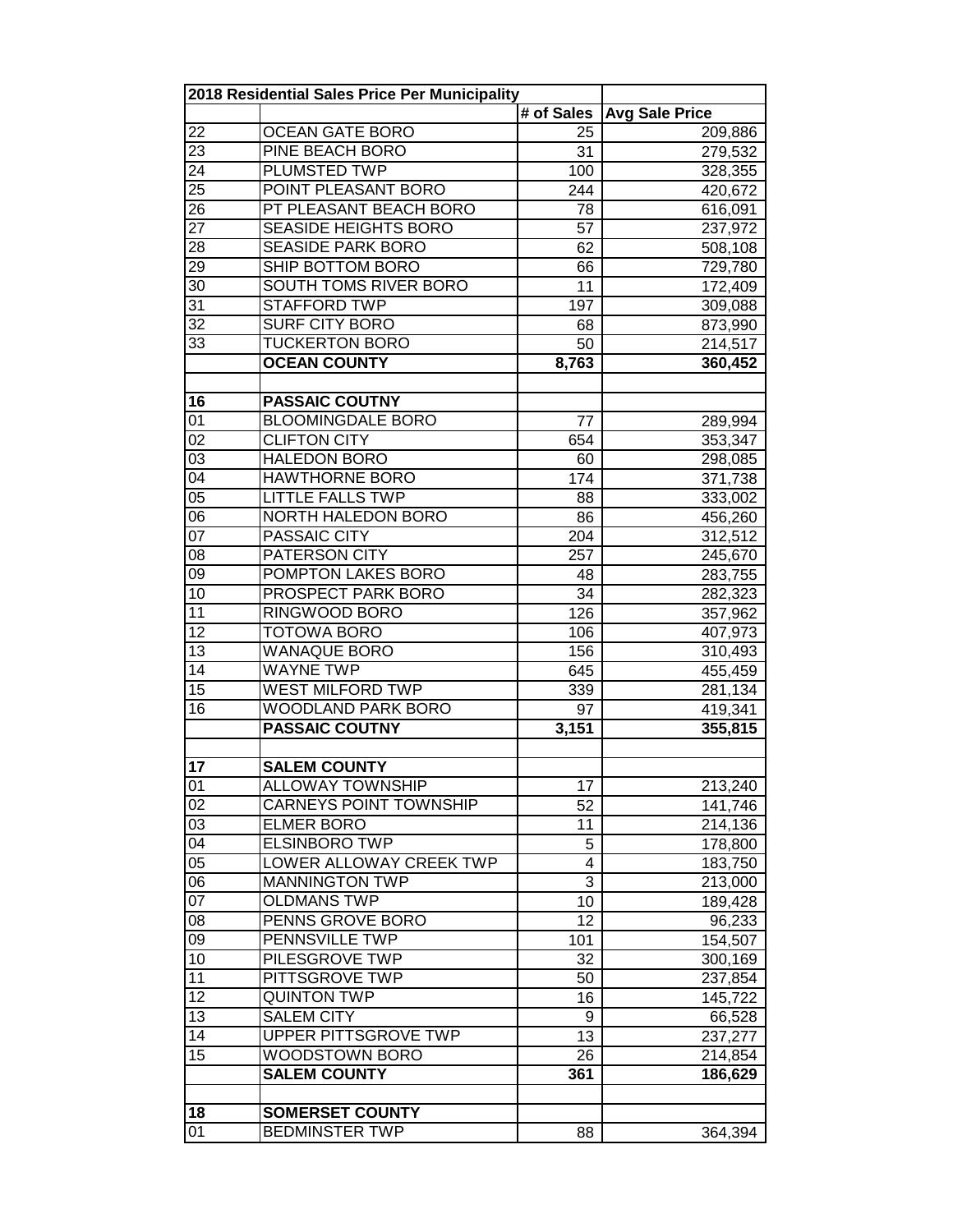| 2018 Residential Sales Price Per Municipality | | | |
|---|---|---|---|
| | | # of Sales | Avg Sale Price |
| 22 | OCEAN GATE BORO | 25 | 209,886 |
| 23 | PINE BEACH BORO | 31 | 279,532 |
| 24 | PLUMSTED TWP | 100 | 328,355 |
| 25 | POINT PLEASANT BORO | 244 | 420,672 |
| 26 | PT PLEASANT BEACH BORO | 78 | 616,091 |
| 27 | SEASIDE HEIGHTS BORO | 57 | 237,972 |
| 28 | SEASIDE PARK BORO | 62 | 508,108 |
| 29 | SHIP BOTTOM BORO | 66 | 729,780 |
| 30 | SOUTH TOMS RIVER BORO | 11 | 172,409 |
| 31 | STAFFORD TWP | 197 | 309,088 |
| 32 | SURF CITY BORO | 68 | 873,990 |
| 33 | TUCKERTON BORO | 50 | 214,517 |
| | **OCEAN COUNTY** | **8,763** | **360,452** |
| | | | |
| **16** | **PASSAIC COUTNY** | | |
| 01 | BLOOMINGDALE BORO | 77 | 289,994 |
| 02 | CLIFTON CITY | 654 | 353,347 |
| 03 | HALEDON BORO | 60 | 298,085 |
| 04 | HAWTHORNE BORO | 174 | 371,738 |
| 05 | LITTLE FALLS TWP | 88 | 333,002 |
| 06 | NORTH HALEDON BORO | 86 | 456,260 |
| 07 | PASSAIC CITY | 204 | 312,512 |
| 08 | PATERSON CITY | 257 | 245,670 |
| 09 | POMPTON LAKES BORO | 48 | 283,755 |
| 10 | PROSPECT PARK BORO | 34 | 282,323 |
| 11 | RINGWOOD BORO | 126 | 357,962 |
| 12 | TOTOWA BORO | 106 | 407,973 |
| 13 | WANAQUE BORO | 156 | 310,493 |
| 14 | WAYNE TWP | 645 | 455,459 |
| 15 | WEST MILFORD TWP | 339 | 281,134 |
| 16 | WOODLAND PARK BORO | 97 | 419,341 |
| | **PASSAIC COUTNY** | **3,151** | **355,815** |
| | | | |
| **17** | **SALEM COUNTY** | | |
| 01 | ALLOWAY TOWNSHIP | 17 | 213,240 |
| 02 | CARNEYS POINT TOWNSHIP | 52 | 141,746 |
| 03 | ELMER BORO | 11 | 214,136 |
| 04 | ELSINBORO TWP | 5 | 178,800 |
| 05 | LOWER ALLOWAY CREEK TWP | 4 | 183,750 |
| 06 | MANNINGTON TWP | 3 | 213,000 |
| 07 | OLDMANS TWP | 10 | 189,428 |
| 08 | PENNS GROVE BORO | 12 | 96,233 |
| 09 | PENNSVILLE TWP | 101 | 154,507 |
| 10 | PILESGROVE TWP | 32 | 300,169 |
| 11 | PITTSGROVE TWP | 50 | 237,854 |
| 12 | QUINTON TWP | 16 | 145,722 |
| 13 | SALEM CITY | 9 | 66,528 |
| 14 | UPPER PITTSGROVE TWP | 13 | 237,277 |
| 15 | WOODSTOWN BORO | 26 | 214,854 |
| | **SALEM COUNTY** | **361** | **186,629** |
| | | | |
| **18** | **SOMERSET COUNTY** | | |
| 01 | BEDMINSTER TWP | 88 | 364,394 |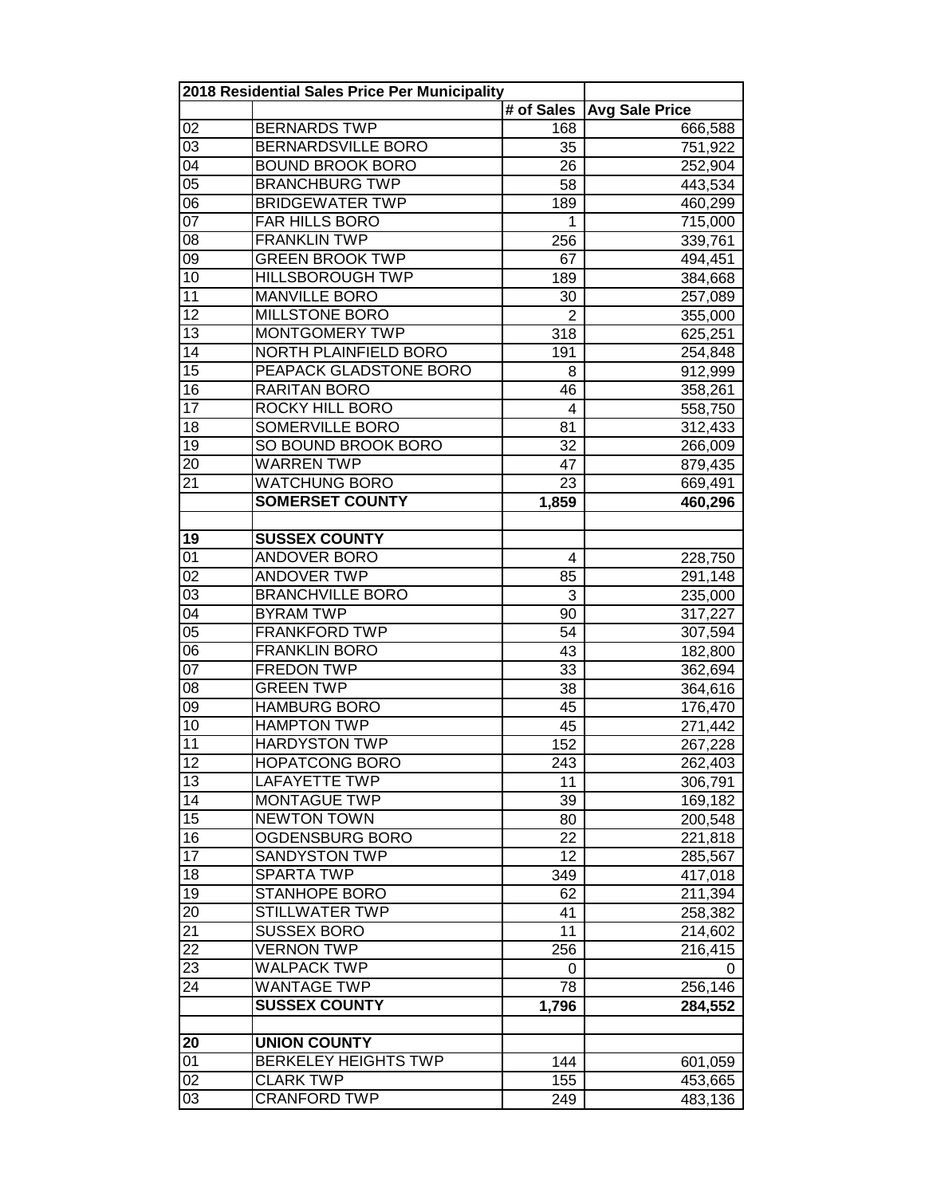| 2018 Residential Sales Price Per Municipality | | | |
|---|---|---|---|
| | | # of Sales | Avg Sale Price |
| 02 | BERNARDS TWP | 168 | 666,588 |
| 03 | BERNARDSVILLE BORO | 35 | 751,922 |
| 04 | BOUND BROOK BORO | 26 | 252,904 |
| 05 | BRANCHBURG TWP | 58 | 443,534 |
| 06 | BRIDGEWATER TWP | 189 | 460,299 |
| 07 | FAR HILLS BORO | 1 | 715,000 |
| 08 | FRANKLIN TWP | 256 | 339,761 |
| 09 | GREEN BROOK TWP | 67 | 494,451 |
| 10 | HILLSBOROUGH TWP | 189 | 384,668 |
| 11 | MANVILLE BORO | 30 | 257,089 |
| 12 | MILLSTONE BORO | 2 | 355,000 |
| 13 | MONTGOMERY TWP | 318 | 625,251 |
| 14 | NORTH PLAINFIELD BORO | 191 | 254,848 |
| 15 | PEAPACK GLADSTONE BORO | 8 | 912,999 |
| 16 | RARITAN BORO | 46 | 358,261 |
| 17 | ROCKY HILL BORO | 4 | 558,750 |
| 18 | SOMERVILLE BORO | 81 | 312,433 |
| 19 | SO BOUND BROOK BORO | 32 | 266,009 |
| 20 | WARREN TWP | 47 | 879,435 |
| 21 | WATCHUNG BORO | 23 | 669,491 |
| | **SOMERSET COUNTY** | **1,859** | **460,296** |
| | | | |
| **19** | **SUSSEX COUNTY** | | |
| 01 | ANDOVER BORO | 4 | 228,750 |
| 02 | ANDOVER TWP | 85 | 291,148 |
| 03 | BRANCHVILLE BORO | 3 | 235,000 |
| 04 | BYRAM TWP | 90 | 317,227 |
| 05 | FRANKFORD TWP | 54 | 307,594 |
| 06 | FRANKLIN BORO | 43 | 182,800 |
| 07 | FREDON TWP | 33 | 362,694 |
| 08 | GREEN TWP | 38 | 364,616 |
| 09 | HAMBURG BORO | 45 | 176,470 |
| 10 | HAMPTON TWP | 45 | 271,442 |
| 11 | HARDYSTON TWP | 152 | 267,228 |
| 12 | HOPATCONG BORO | 243 | 262,403 |
| 13 | LAFAYETTE TWP | 11 | 306,791 |
| 14 | MONTAGUE TWP | 39 | 169,182 |
| 15 | NEWTON TOWN | 80 | 200,548 |
| 16 | OGDENSBURG BORO | 22 | 221,818 |
| 17 | SANDYSTON TWP | 12 | 285,567 |
| 18 | SPARTA TWP | 349 | 417,018 |
| 19 | STANHOPE BORO | 62 | 211,394 |
| 20 | STILLWATER TWP | 41 | 258,382 |
| 21 | SUSSEX BORO | 11 | 214,602 |
| 22 | VERNON TWP | 256 | 216,415 |
| 23 | WALPACK TWP | 0 | 0 |
| 24 | WANTAGE TWP | 78 | 256,146 |
| | **SUSSEX COUNTY** | **1,796** | **284,552** |
| | | | |
| **20** | **UNION COUNTY** | | |
| 01 | BERKELEY HEIGHTS TWP | 144 | 601,059 |
| 02 | CLARK TWP | 155 | 453,665 |
| 03 | CRANFORD TWP | 249 | 483,136 |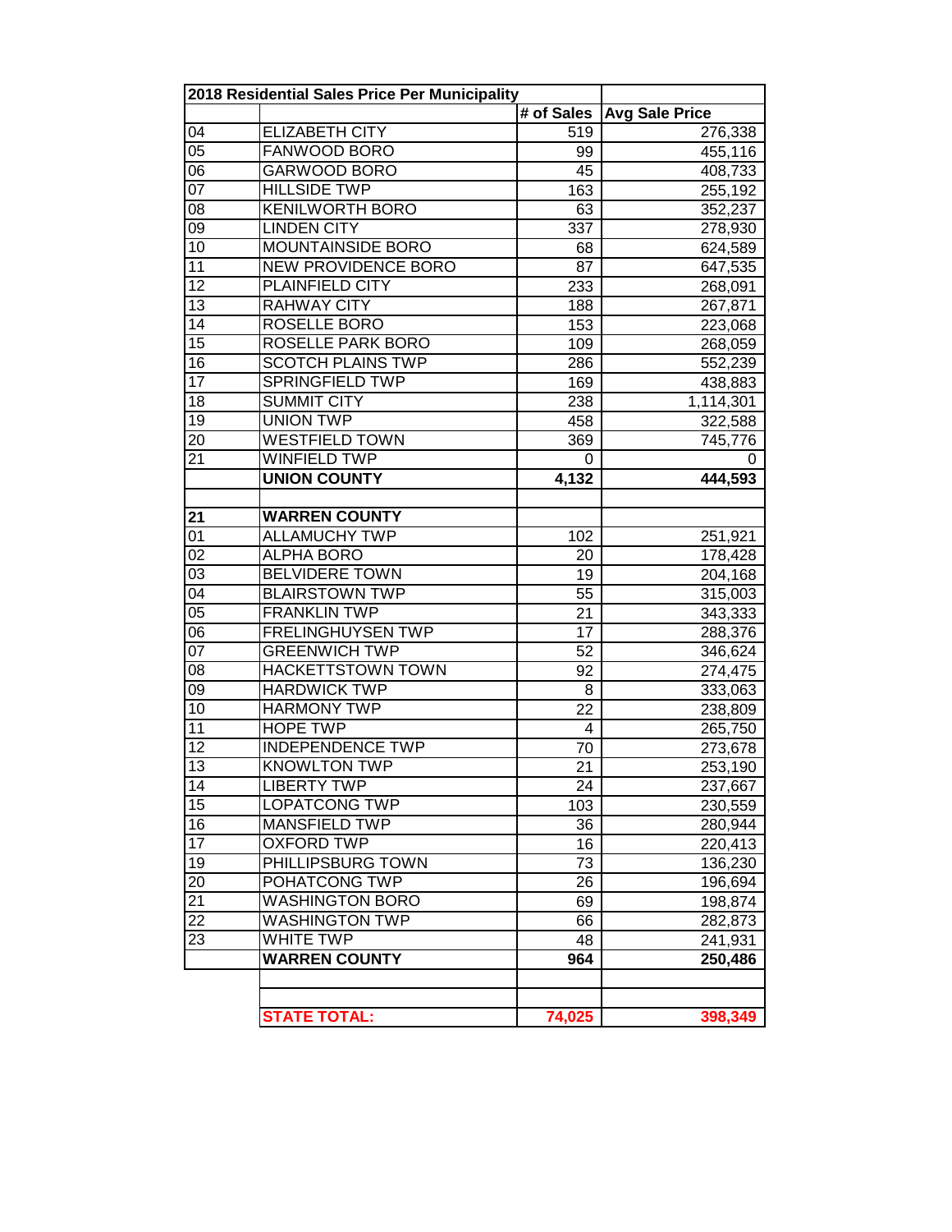| 2018 Residential Sales Price Per Municipality | | | |
|---|---|---|---|
| | | # of Sales | Avg Sale Price |
| 04 | ELIZABETH CITY | 519 | 276,338 |
| 05 | FANWOOD BORO | 99 | 455,116 |
| 06 | GARWOOD BORO | 45 | 408,733 |
| 07 | HILLSIDE TWP | 163 | 255,192 |
| 08 | KENILWORTH BORO | 63 | 352,237 |
| 09 | LINDEN CITY | 337 | 278,930 |
| 10 | MOUNTAINSIDE BORO | 68 | 624,589 |
| 11 | NEW PROVIDENCE BORO | 87 | 647,535 |
| 12 | PLAINFIELD CITY | 233 | 268,091 |
| 13 | RAHWAY CITY | 188 | 267,871 |
| 14 | ROSELLE BORO | 153 | 223,068 |
| 15 | ROSELLE PARK BORO | 109 | 268,059 |
| 16 | SCOTCH PLAINS TWP | 286 | 552,239 |
| 17 | SPRINGFIELD TWP | 169 | 438,883 |
| 18 | SUMMIT CITY | 238 | 1,114,301 |
| 19 | UNION TWP | 458 | 322,588 |
| 20 | WESTFIELD TOWN | 369 | 745,776 |
| 21 | WINFIELD TWP | 0 | 0 |
| | **UNION COUNTY** | **4,132** | **444,593** |
| | | | |
| **21** | **WARREN COUNTY** | | |
| 01 | ALLAMUCHY TWP | 102 | 251,921 |
| 02 | ALPHA BORO | 20 | 178,428 |
| 03 | BELVIDERE TOWN | 19 | 204,168 |
| 04 | BLAIRSTOWN TWP | 55 | 315,003 |
| 05 | FRANKLIN TWP | 21 | 343,333 |
| 06 | FRELINGHUYSEN TWP | 17 | 288,376 |
| 07 | GREENWICH TWP | 52 | 346,624 |
| 08 | HACKETTSTOWN TOWN | 92 | 274,475 |
| 09 | HARDWICK TWP | 8 | 333,063 |
| 10 | HARMONY TWP | 22 | 238,809 |
| 11 | HOPE TWP | 4 | 265,750 |
| 12 | INDEPENDENCE TWP | 70 | 273,678 |
| 13 | KNOWLTON TWP | 21 | 253,190 |
| 14 | LIBERTY TWP | 24 | 237,667 |
| 15 | LOPATCONG TWP | 103 | 230,559 |
| 16 | MANSFIELD TWP | 36 | 280,944 |
| 17 | OXFORD TWP | 16 | 220,413 |
| 19 | PHILLIPSBURG TOWN | 73 | 136,230 |
| 20 | POHATCONG TWP | 26 | 196,694 |
| 21 | WASHINGTON BORO | 69 | 198,874 |
| 22 | WASHINGTON TWP | 66 | 282,873 |
| 23 | WHITE TWP | 48 | 241,931 |
| | **WARREN COUNTY** | **964** | **250,486** |
| | | | |
| | | | |
| | **STATE TOTAL:** | **74,025** | **398,349** |